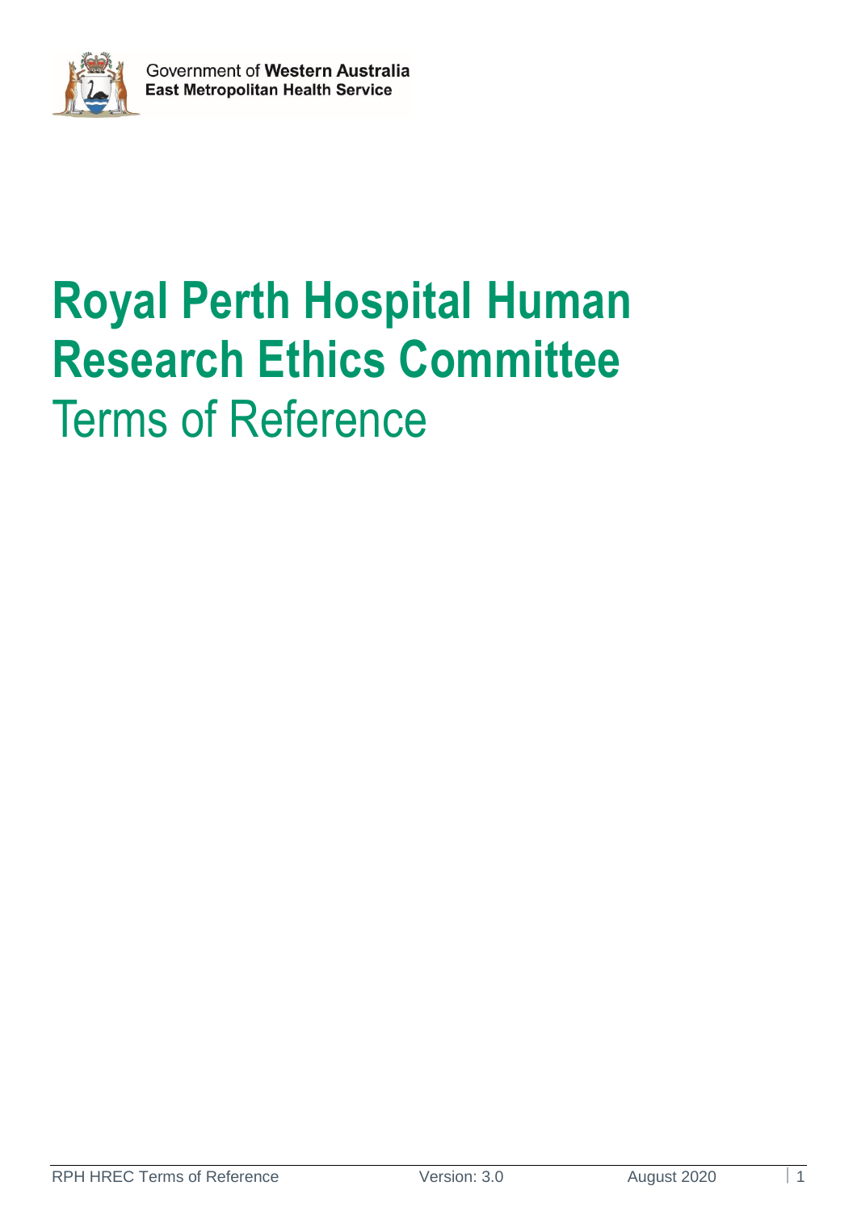Government of **Western Australia**
**East Metropolitan Health Service**

# Royal Perth Hospital Human Research Ethics Committee

## Terms of Reference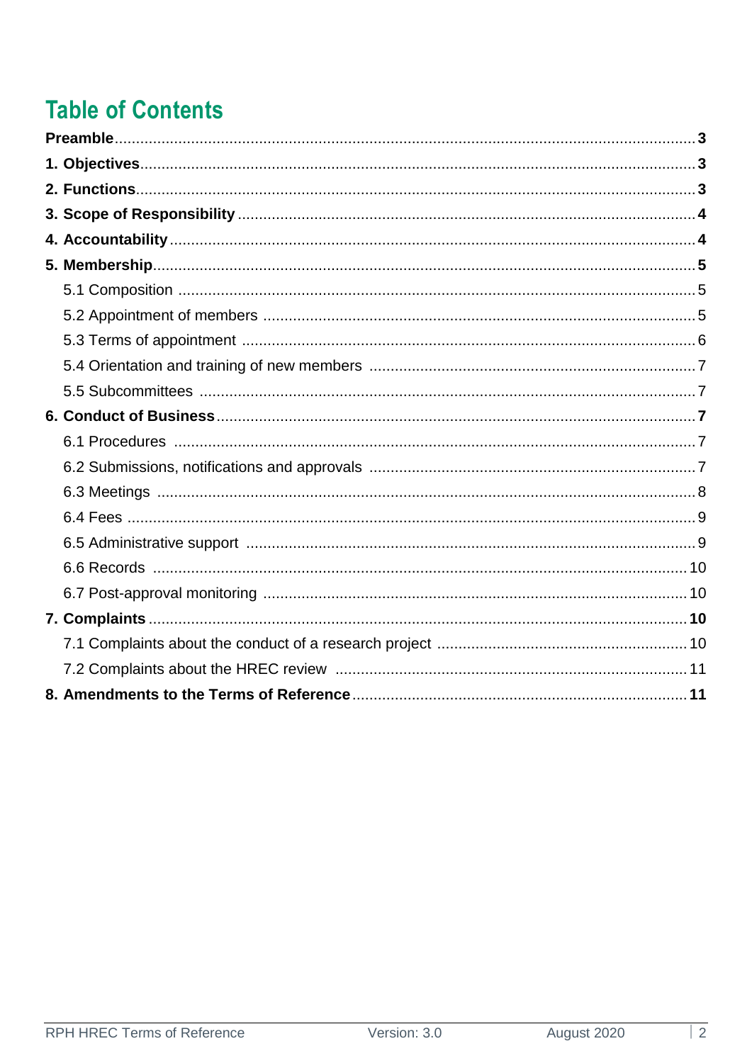# Table of Contents

**Preamble** ..... **3**

**1. Objectives** ..... **3**

**2. Functions** ..... **3**

**3. Scope of Responsibility** ..... **4**

**4. Accountability** ..... **4**

**5. Membership** ..... **5**

- 5.1 Composition ..... 5
- 5.2 Appointment of members ..... 5
- 5.3 Terms of appointment ..... 6
- 5.4 Orientation and training of new members ..... 7
- 5.5 Subcommittees ..... 7

**6. Conduct of Business** ..... **7**

- 6.1 Procedures ..... 7
- 6.2 Submissions, notifications and approvals ..... 7
- 6.3 Meetings ..... 8
- 6.4 Fees ..... 9
- 6.5 Administrative support ..... 9
- 6.6 Records ..... 10
- 6.7 Post-approval monitoring ..... 10

**7. Complaints** ..... **10**

- 7.1 Complaints about the conduct of a research project ..... 10
- 7.2 Complaints about the HREC review ..... 11

**8. Amendments to the Terms of Reference** ..... **11**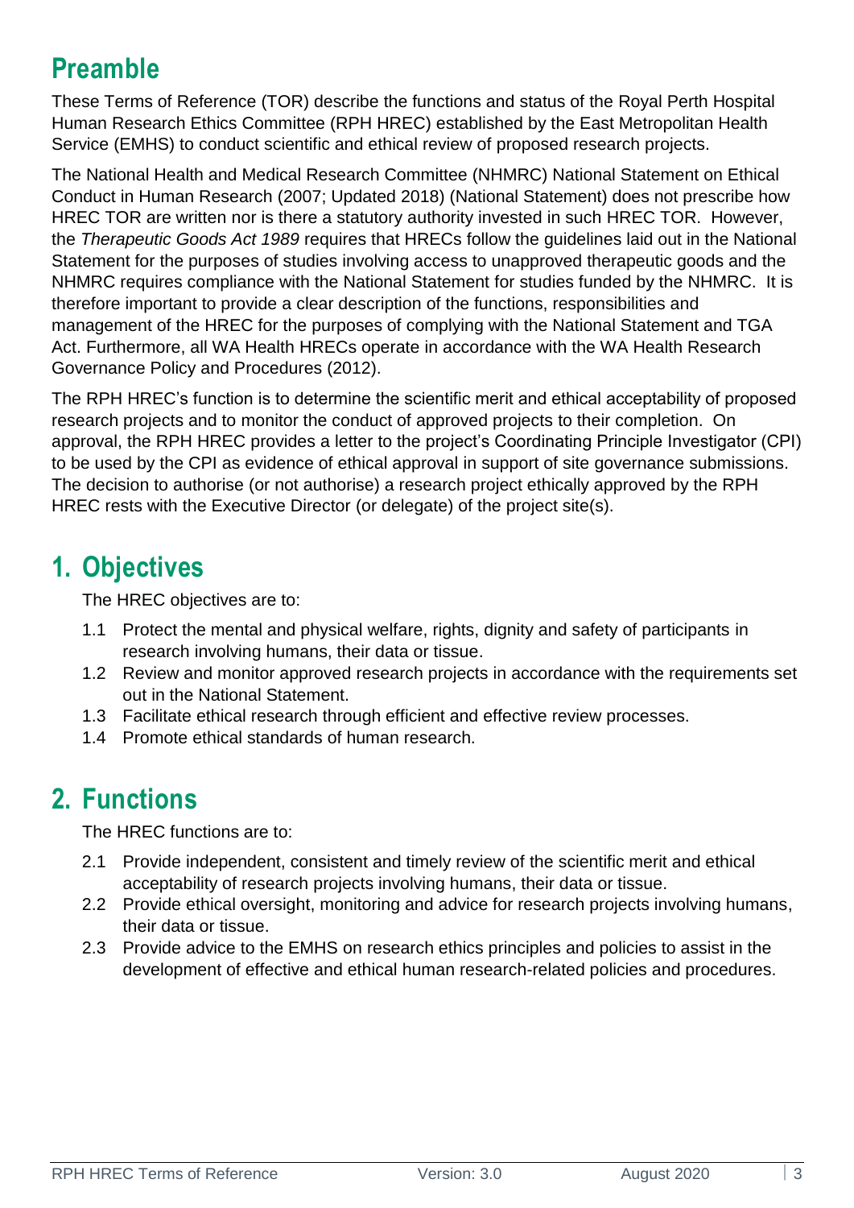# Preamble

These Terms of Reference (TOR) describe the functions and status of the Royal Perth Hospital Human Research Ethics Committee (RPH HREC) established by the East Metropolitan Health Service (EMHS) to conduct scientific and ethical review of proposed research projects.

The National Health and Medical Research Committee (NHMRC) National Statement on Ethical Conduct in Human Research (2007; Updated 2018) (National Statement) does not prescribe how HREC TOR are written nor is there a statutory authority invested in such HREC TOR. However, the *Therapeutic Goods Act 1989* requires that HRECs follow the guidelines laid out in the National Statement for the purposes of studies involving access to unapproved therapeutic goods and the NHMRC requires compliance with the National Statement for studies funded by the NHMRC. It is therefore important to provide a clear description of the functions, responsibilities and management of the HREC for the purposes of complying with the National Statement and TGA Act. Furthermore, all WA Health HRECs operate in accordance with the WA Health Research Governance Policy and Procedures (2012).

The RPH HREC's function is to determine the scientific merit and ethical acceptability of proposed research projects and to monitor the conduct of approved projects to their completion. On approval, the RPH HREC provides a letter to the project's Coordinating Principle Investigator (CPI) to be used by the CPI as evidence of ethical approval in support of site governance submissions. The decision to authorise (or not authorise) a research project ethically approved by the RPH HREC rests with the Executive Director (or delegate) of the project site(s).

# 1. Objectives

The HREC objectives are to:

1.1 Protect the mental and physical welfare, rights, dignity and safety of participants in research involving humans, their data or tissue.

1.2 Review and monitor approved research projects in accordance with the requirements set out in the National Statement.

1.3 Facilitate ethical research through efficient and effective review processes.

1.4 Promote ethical standards of human research.

# 2. Functions

The HREC functions are to:

2.1 Provide independent, consistent and timely review of the scientific merit and ethical acceptability of research projects involving humans, their data or tissue.

2.2 Provide ethical oversight, monitoring and advice for research projects involving humans, their data or tissue.

2.3 Provide advice to the EMHS on research ethics principles and policies to assist in the development of effective and ethical human research-related policies and procedures.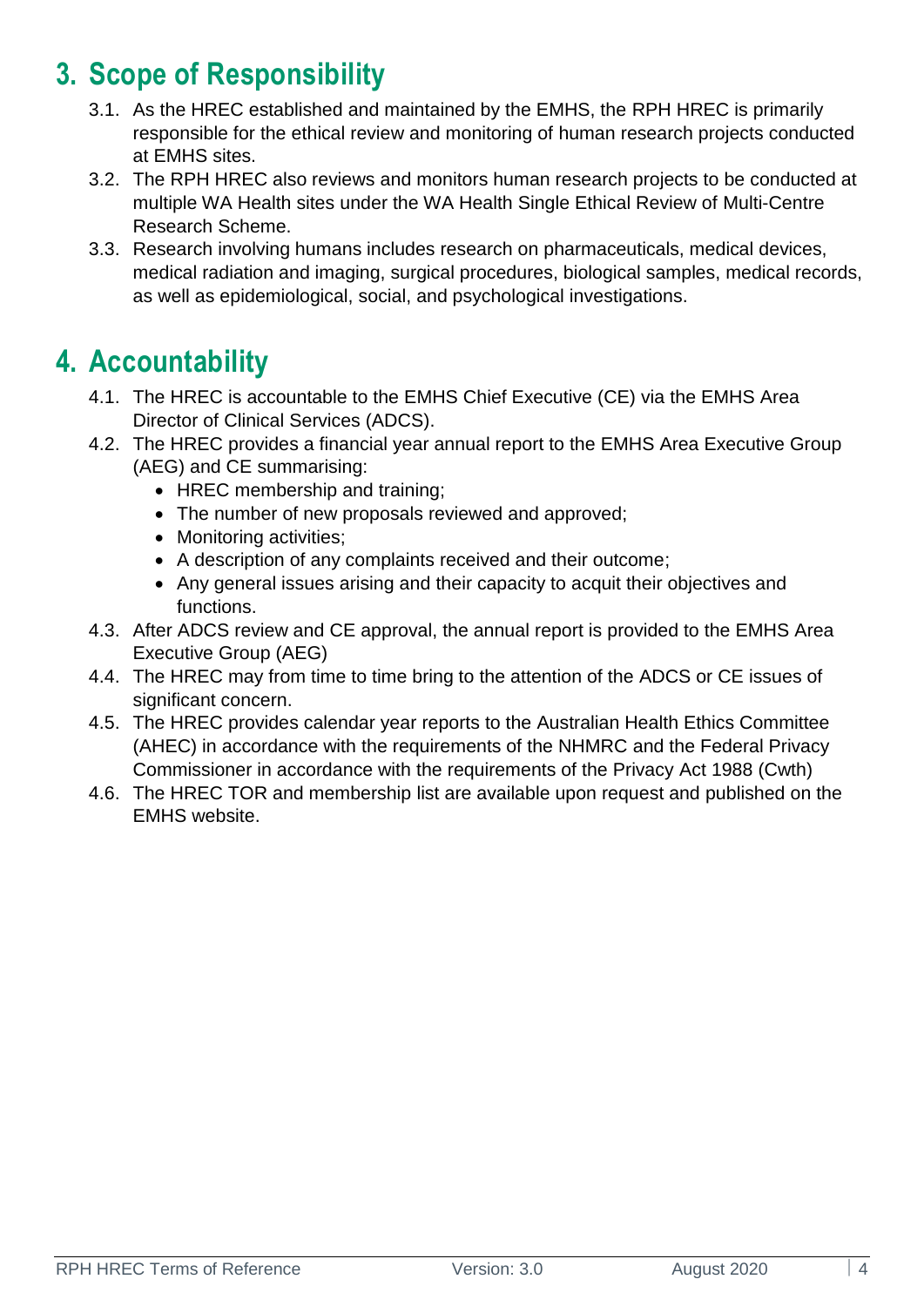# 3. Scope of Responsibility

3.1. As the HREC established and maintained by the EMHS, the RPH HREC is primarily responsible for the ethical review and monitoring of human research projects conducted at EMHS sites.

3.2. The RPH HREC also reviews and monitors human research projects to be conducted at multiple WA Health sites under the WA Health Single Ethical Review of Multi-Centre Research Scheme.

3.3. Research involving humans includes research on pharmaceuticals, medical devices, medical radiation and imaging, surgical procedures, biological samples, medical records, as well as epidemiological, social, and psychological investigations.

# 4. Accountability

4.1. The HREC is accountable to the EMHS Chief Executive (CE) via the EMHS Area Director of Clinical Services (ADCS).

4.2. The HREC provides a financial year annual report to the EMHS Area Executive Group (AEG) and CE summarising:

- HREC membership and training;
- The number of new proposals reviewed and approved;
- Monitoring activities;
- A description of any complaints received and their outcome;
- Any general issues arising and their capacity to acquit their objectives and functions.

4.3. After ADCS review and CE approval, the annual report is provided to the EMHS Area Executive Group (AEG)

4.4. The HREC may from time to time bring to the attention of the ADCS or CE issues of significant concern.

4.5. The HREC provides calendar year reports to the Australian Health Ethics Committee (AHEC) in accordance with the requirements of the NHMRC and the Federal Privacy Commissioner in accordance with the requirements of the Privacy Act 1988 (Cwth)

4.6. The HREC TOR and membership list are available upon request and published on the EMHS website.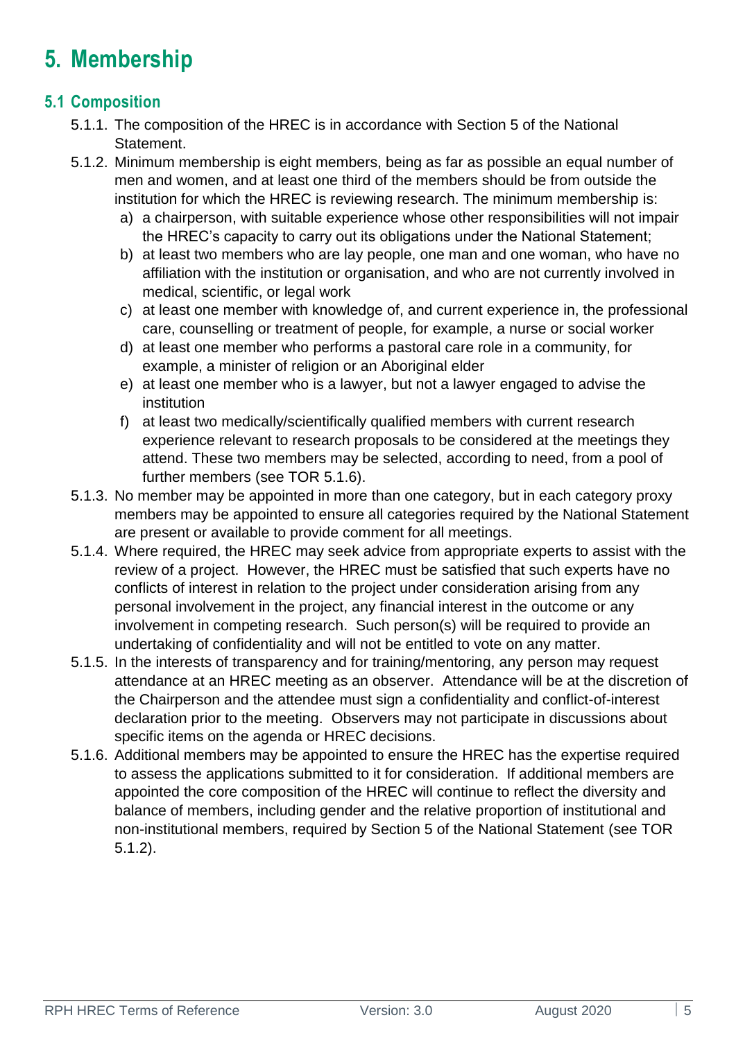# 5. Membership

## 5.1 Composition

5.1.1. The composition of the HREC is in accordance with Section 5 of the National Statement.

5.1.2. Minimum membership is eight members, being as far as possible an equal number of men and women, and at least one third of the members should be from outside the institution for which the HREC is reviewing research. The minimum membership is:

a) a chairperson, with suitable experience whose other responsibilities will not impair the HREC's capacity to carry out its obligations under the National Statement;

b) at least two members who are lay people, one man and one woman, who have no affiliation with the institution or organisation, and who are not currently involved in medical, scientific, or legal work

c) at least one member with knowledge of, and current experience in, the professional care, counselling or treatment of people, for example, a nurse or social worker

d) at least one member who performs a pastoral care role in a community, for example, a minister of religion or an Aboriginal elder

e) at least one member who is a lawyer, but not a lawyer engaged to advise the institution

f) at least two medically/scientifically qualified members with current research experience relevant to research proposals to be considered at the meetings they attend. These two members may be selected, according to need, from a pool of further members (see TOR 5.1.6).

5.1.3. No member may be appointed in more than one category, but in each category proxy members may be appointed to ensure all categories required by the National Statement are present or available to provide comment for all meetings.

5.1.4. Where required, the HREC may seek advice from appropriate experts to assist with the review of a project. However, the HREC must be satisfied that such experts have no conflicts of interest in relation to the project under consideration arising from any personal involvement in the project, any financial interest in the outcome or any involvement in competing research. Such person(s) will be required to provide an undertaking of confidentiality and will not be entitled to vote on any matter.

5.1.5. In the interests of transparency and for training/mentoring, any person may request attendance at an HREC meeting as an observer. Attendance will be at the discretion of the Chairperson and the attendee must sign a confidentiality and conflict-of-interest declaration prior to the meeting. Observers may not participate in discussions about specific items on the agenda or HREC decisions.

5.1.6. Additional members may be appointed to ensure the HREC has the expertise required to assess the applications submitted to it for consideration. If additional members are appointed the core composition of the HREC will continue to reflect the diversity and balance of members, including gender and the relative proportion of institutional and non-institutional members, required by Section 5 of the National Statement (see TOR 5.1.2).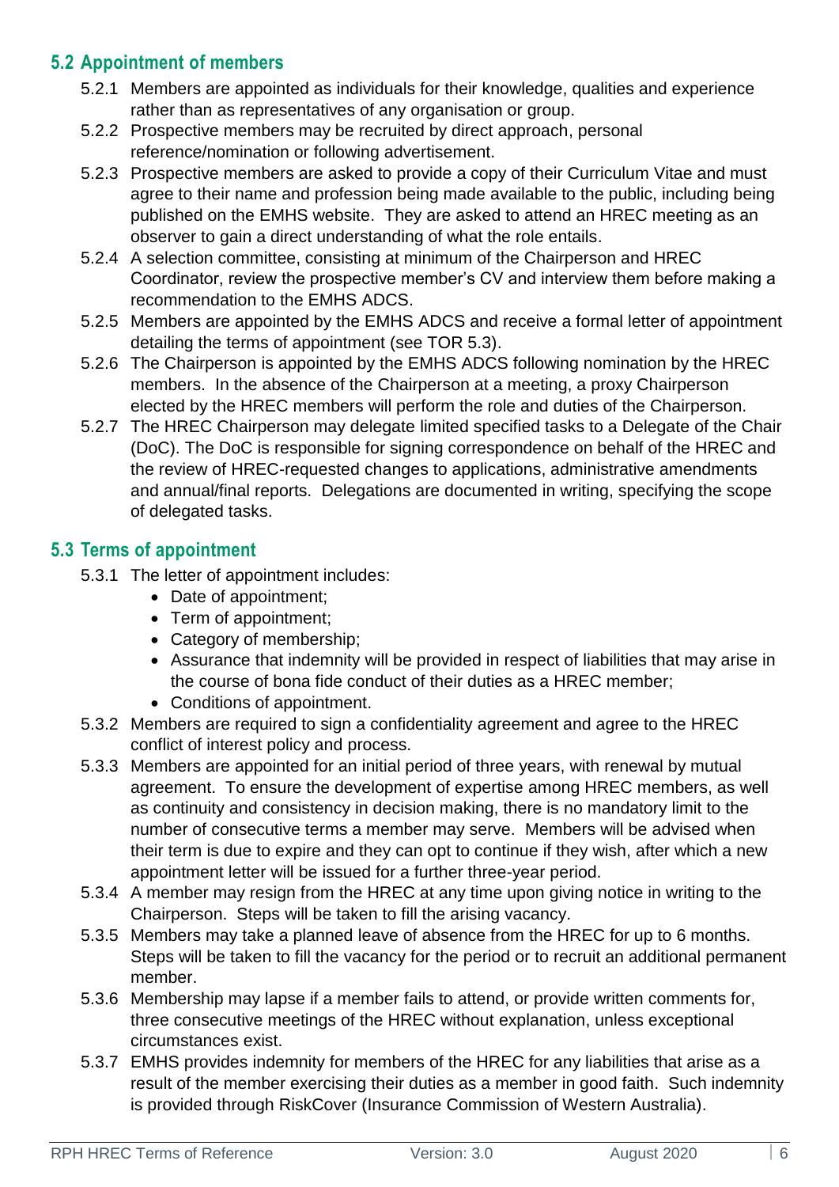## 5.2 Appointment of members

5.2.1 Members are appointed as individuals for their knowledge, qualities and experience rather than as representatives of any organisation or group.

5.2.2 Prospective members may be recruited by direct approach, personal reference/nomination or following advertisement.

5.2.3 Prospective members are asked to provide a copy of their Curriculum Vitae and must agree to their name and profession being made available to the public, including being published on the EMHS website. They are asked to attend an HREC meeting as an observer to gain a direct understanding of what the role entails.

5.2.4 A selection committee, consisting at minimum of the Chairperson and HREC Coordinator, review the prospective member's CV and interview them before making a recommendation to the EMHS ADCS.

5.2.5 Members are appointed by the EMHS ADCS and receive a formal letter of appointment detailing the terms of appointment (see TOR 5.3).

5.2.6 The Chairperson is appointed by the EMHS ADCS following nomination by the HREC members. In the absence of the Chairperson at a meeting, a proxy Chairperson elected by the HREC members will perform the role and duties of the Chairperson.

5.2.7 The HREC Chairperson may delegate limited specified tasks to a Delegate of the Chair (DoC). The DoC is responsible for signing correspondence on behalf of the HREC and the review of HREC-requested changes to applications, administrative amendments and annual/final reports. Delegations are documented in writing, specifying the scope of delegated tasks.

## 5.3 Terms of appointment

5.3.1 The letter of appointment includes:

- Date of appointment;
- Term of appointment;
- Category of membership;
- Assurance that indemnity will be provided in respect of liabilities that may arise in the course of bona fide conduct of their duties as a HREC member;
- Conditions of appointment.

5.3.2 Members are required to sign a confidentiality agreement and agree to the HREC conflict of interest policy and process.

5.3.3 Members are appointed for an initial period of three years, with renewal by mutual agreement. To ensure the development of expertise among HREC members, as well as continuity and consistency in decision making, there is no mandatory limit to the number of consecutive terms a member may serve. Members will be advised when their term is due to expire and they can opt to continue if they wish, after which a new appointment letter will be issued for a further three-year period.

5.3.4 A member may resign from the HREC at any time upon giving notice in writing to the Chairperson. Steps will be taken to fill the arising vacancy.

5.3.5 Members may take a planned leave of absence from the HREC for up to 6 months. Steps will be taken to fill the vacancy for the period or to recruit an additional permanent member.

5.3.6 Membership may lapse if a member fails to attend, or provide written comments for, three consecutive meetings of the HREC without explanation, unless exceptional circumstances exist.

5.3.7 EMHS provides indemnity for members of the HREC for any liabilities that arise as a result of the member exercising their duties as a member in good faith. Such indemnity is provided through RiskCover (Insurance Commission of Western Australia).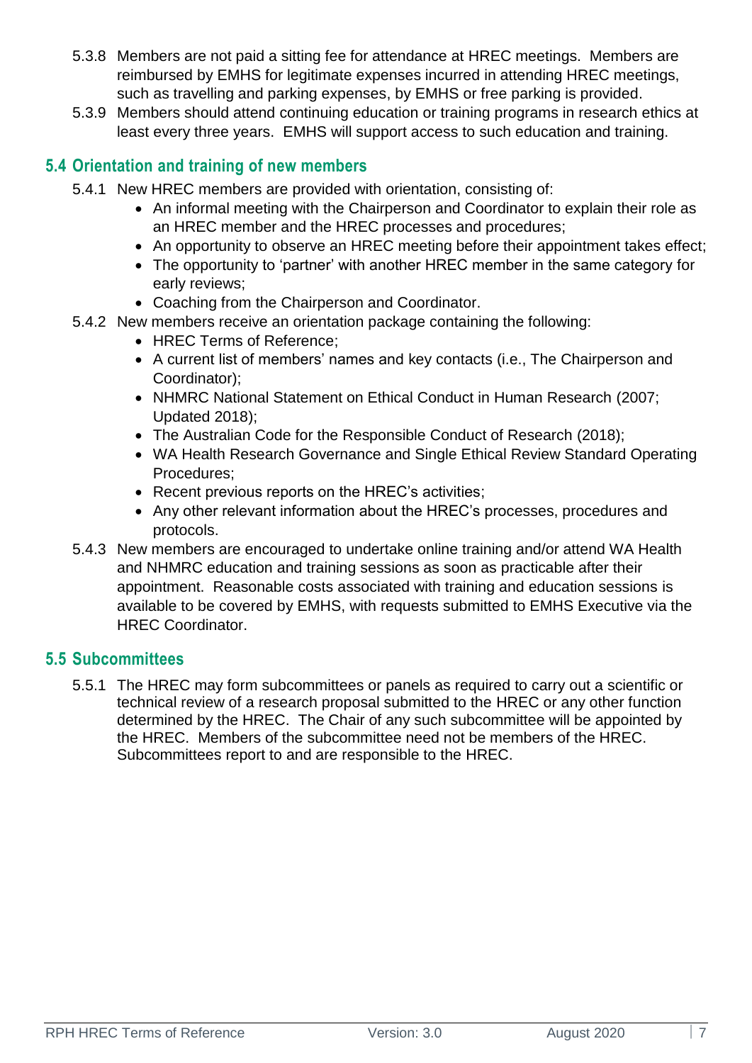5.3.8 Members are not paid a sitting fee for attendance at HREC meetings. Members are reimbursed by EMHS for legitimate expenses incurred in attending HREC meetings, such as travelling and parking expenses, by EMHS or free parking is provided.

5.3.9 Members should attend continuing education or training programs in research ethics at least every three years. EMHS will support access to such education and training.

## 5.4 Orientation and training of new members

5.4.1 New HREC members are provided with orientation, consisting of:

- An informal meeting with the Chairperson and Coordinator to explain their role as an HREC member and the HREC processes and procedures;
- An opportunity to observe an HREC meeting before their appointment takes effect;
- The opportunity to 'partner' with another HREC member in the same category for early reviews;
- Coaching from the Chairperson and Coordinator.

5.4.2 New members receive an orientation package containing the following:

- HREC Terms of Reference;
- A current list of members' names and key contacts (i.e., The Chairperson and Coordinator);
- NHMRC National Statement on Ethical Conduct in Human Research (2007; Updated 2018);
- The Australian Code for the Responsible Conduct of Research (2018);
- WA Health Research Governance and Single Ethical Review Standard Operating Procedures;
- Recent previous reports on the HREC's activities;
- Any other relevant information about the HREC's processes, procedures and protocols.

5.4.3 New members are encouraged to undertake online training and/or attend WA Health and NHMRC education and training sessions as soon as practicable after their appointment. Reasonable costs associated with training and education sessions is available to be covered by EMHS, with requests submitted to EMHS Executive via the HREC Coordinator.

## 5.5 Subcommittees

5.5.1 The HREC may form subcommittees or panels as required to carry out a scientific or technical review of a research proposal submitted to the HREC or any other function determined by the HREC. The Chair of any such subcommittee will be appointed by the HREC. Members of the subcommittee need not be members of the HREC. Subcommittees report to and are responsible to the HREC.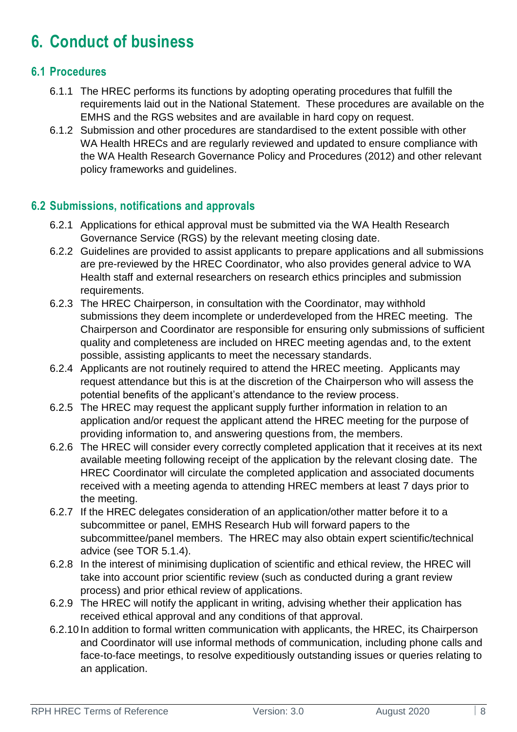# 6. Conduct of business

## 6.1 Procedures

6.1.1 The HREC performs its functions by adopting operating procedures that fulfill the requirements laid out in the National Statement. These procedures are available on the EMHS and the RGS websites and are available in hard copy on request.

6.1.2 Submission and other procedures are standardised to the extent possible with other WA Health HRECs and are regularly reviewed and updated to ensure compliance with the WA Health Research Governance Policy and Procedures (2012) and other relevant policy frameworks and guidelines.

## 6.2 Submissions, notifications and approvals

6.2.1 Applications for ethical approval must be submitted via the WA Health Research Governance Service (RGS) by the relevant meeting closing date.

6.2.2 Guidelines are provided to assist applicants to prepare applications and all submissions are pre-reviewed by the HREC Coordinator, who also provides general advice to WA Health staff and external researchers on research ethics principles and submission requirements.

6.2.3 The HREC Chairperson, in consultation with the Coordinator, may withhold submissions they deem incomplete or underdeveloped from the HREC meeting. The Chairperson and Coordinator are responsible for ensuring only submissions of sufficient quality and completeness are included on HREC meeting agendas and, to the extent possible, assisting applicants to meet the necessary standards.

6.2.4 Applicants are not routinely required to attend the HREC meeting. Applicants may request attendance but this is at the discretion of the Chairperson who will assess the potential benefits of the applicant's attendance to the review process.

6.2.5 The HREC may request the applicant supply further information in relation to an application and/or request the applicant attend the HREC meeting for the purpose of providing information to, and answering questions from, the members.

6.2.6 The HREC will consider every correctly completed application that it receives at its next available meeting following receipt of the application by the relevant closing date. The HREC Coordinator will circulate the completed application and associated documents received with a meeting agenda to attending HREC members at least 7 days prior to the meeting.

6.2.7 If the HREC delegates consideration of an application/other matter before it to a subcommittee or panel, EMHS Research Hub will forward papers to the subcommittee/panel members. The HREC may also obtain expert scientific/technical advice (see TOR 5.1.4).

6.2.8 In the interest of minimising duplication of scientific and ethical review, the HREC will take into account prior scientific review (such as conducted during a grant review process) and prior ethical review of applications.

6.2.9 The HREC will notify the applicant in writing, advising whether their application has received ethical approval and any conditions of that approval.

6.2.10 In addition to formal written communication with applicants, the HREC, its Chairperson and Coordinator will use informal methods of communication, including phone calls and face-to-face meetings, to resolve expeditiously outstanding issues or queries relating to an application.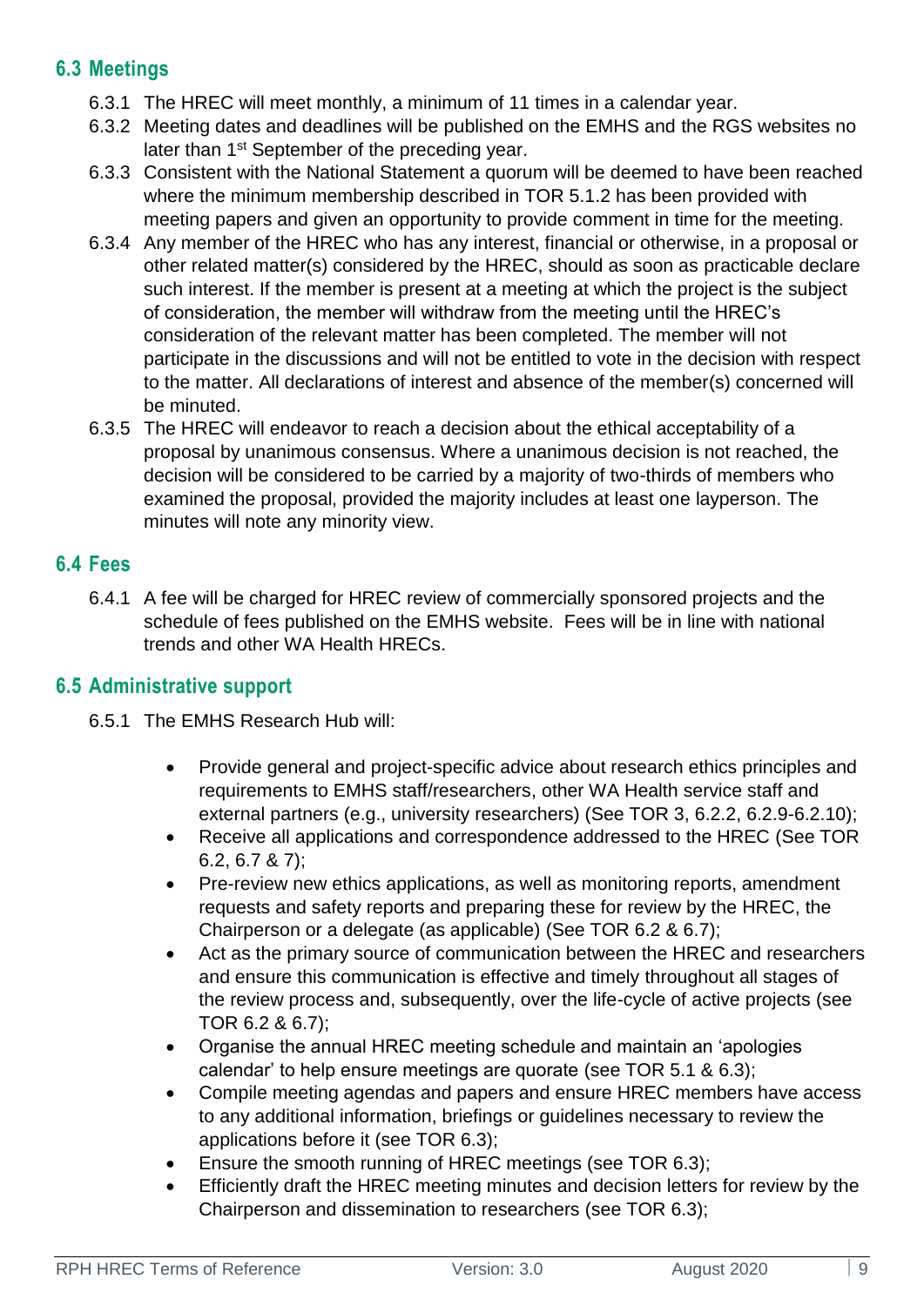## 6.3 Meetings

6.3.1 The HREC will meet monthly, a minimum of 11 times in a calendar year.

6.3.2 Meeting dates and deadlines will be published on the EMHS and the RGS websites no later than 1st September of the preceding year.

6.3.3 Consistent with the National Statement a quorum will be deemed to have been reached where the minimum membership described in TOR 5.1.2 has been provided with meeting papers and given an opportunity to provide comment in time for the meeting.

6.3.4 Any member of the HREC who has any interest, financial or otherwise, in a proposal or other related matter(s) considered by the HREC, should as soon as practicable declare such interest. If the member is present at a meeting at which the project is the subject of consideration, the member will withdraw from the meeting until the HREC's consideration of the relevant matter has been completed. The member will not participate in the discussions and will not be entitled to vote in the decision with respect to the matter. All declarations of interest and absence of the member(s) concerned will be minuted.

6.3.5 The HREC will endeavor to reach a decision about the ethical acceptability of a proposal by unanimous consensus. Where a unanimous decision is not reached, the decision will be considered to be carried by a majority of two-thirds of members who examined the proposal, provided the majority includes at least one layperson. The minutes will note any minority view.

## 6.4 Fees

6.4.1 A fee will be charged for HREC review of commercially sponsored projects and the schedule of fees published on the EMHS website. Fees will be in line with national trends and other WA Health HRECs.

## 6.5 Administrative support

6.5.1 The EMHS Research Hub will:

- Provide general and project-specific advice about research ethics principles and requirements to EMHS staff/researchers, other WA Health service staff and external partners (e.g., university researchers) (See TOR 3, 6.2.2, 6.2.9-6.2.10);
- Receive all applications and correspondence addressed to the HREC (See TOR 6.2, 6.7 & 7);
- Pre-review new ethics applications, as well as monitoring reports, amendment requests and safety reports and preparing these for review by the HREC, the Chairperson or a delegate (as applicable) (See TOR 6.2 & 6.7);
- Act as the primary source of communication between the HREC and researchers and ensure this communication is effective and timely throughout all stages of the review process and, subsequently, over the life-cycle of active projects (see TOR 6.2 & 6.7);
- Organise the annual HREC meeting schedule and maintain an 'apologies calendar' to help ensure meetings are quorate (see TOR 5.1 & 6.3);
- Compile meeting agendas and papers and ensure HREC members have access to any additional information, briefings or guidelines necessary to review the applications before it (see TOR 6.3);
- Ensure the smooth running of HREC meetings (see TOR 6.3);
- Efficiently draft the HREC meeting minutes and decision letters for review by the Chairperson and dissemination to researchers (see TOR 6.3);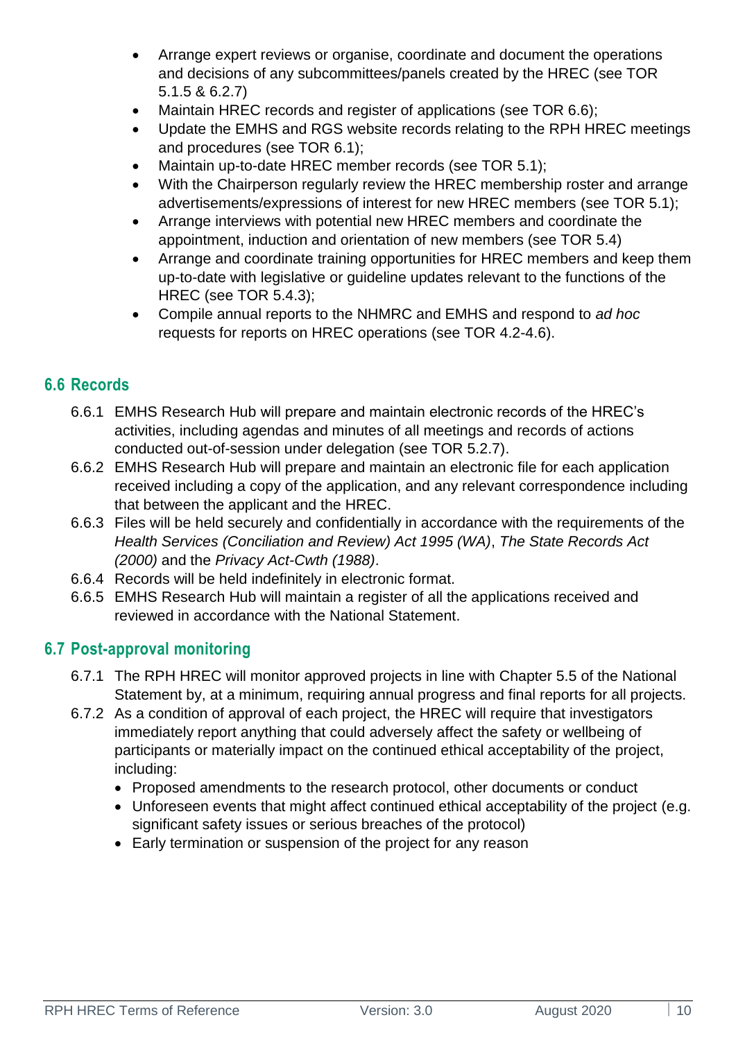- Arrange expert reviews or organise, coordinate and document the operations and decisions of any subcommittees/panels created by the HREC (see TOR 5.1.5 & 6.2.7)
- Maintain HREC records and register of applications (see TOR 6.6);
- Update the EMHS and RGS website records relating to the RPH HREC meetings and procedures (see TOR 6.1);
- Maintain up-to-date HREC member records (see TOR 5.1);
- With the Chairperson regularly review the HREC membership roster and arrange advertisements/expressions of interest for new HREC members (see TOR 5.1);
- Arrange interviews with potential new HREC members and coordinate the appointment, induction and orientation of new members (see TOR 5.4)
- Arrange and coordinate training opportunities for HREC members and keep them up-to-date with legislative or guideline updates relevant to the functions of the HREC (see TOR 5.4.3);
- Compile annual reports to the NHMRC and EMHS and respond to *ad hoc* requests for reports on HREC operations (see TOR 4.2-4.6).

## 6.6 Records

6.6.1 EMHS Research Hub will prepare and maintain electronic records of the HREC's activities, including agendas and minutes of all meetings and records of actions conducted out-of-session under delegation (see TOR 5.2.7).

6.6.2 EMHS Research Hub will prepare and maintain an electronic file for each application received including a copy of the application, and any relevant correspondence including that between the applicant and the HREC.

6.6.3 Files will be held securely and confidentially in accordance with the requirements of the *Health Services (Conciliation and Review) Act 1995 (WA)*, *The State Records Act (2000)* and the *Privacy Act-Cwth (1988)*.

6.6.4 Records will be held indefinitely in electronic format.

6.6.5 EMHS Research Hub will maintain a register of all the applications received and reviewed in accordance with the National Statement.

## 6.7 Post-approval monitoring

6.7.1 The RPH HREC will monitor approved projects in line with Chapter 5.5 of the National Statement by, at a minimum, requiring annual progress and final reports for all projects.

6.7.2 As a condition of approval of each project, the HREC will require that investigators immediately report anything that could adversely affect the safety or wellbeing of participants or materially impact on the continued ethical acceptability of the project, including:

- Proposed amendments to the research protocol, other documents or conduct
- Unforeseen events that might affect continued ethical acceptability of the project (e.g. significant safety issues or serious breaches of the protocol)
- Early termination or suspension of the project for any reason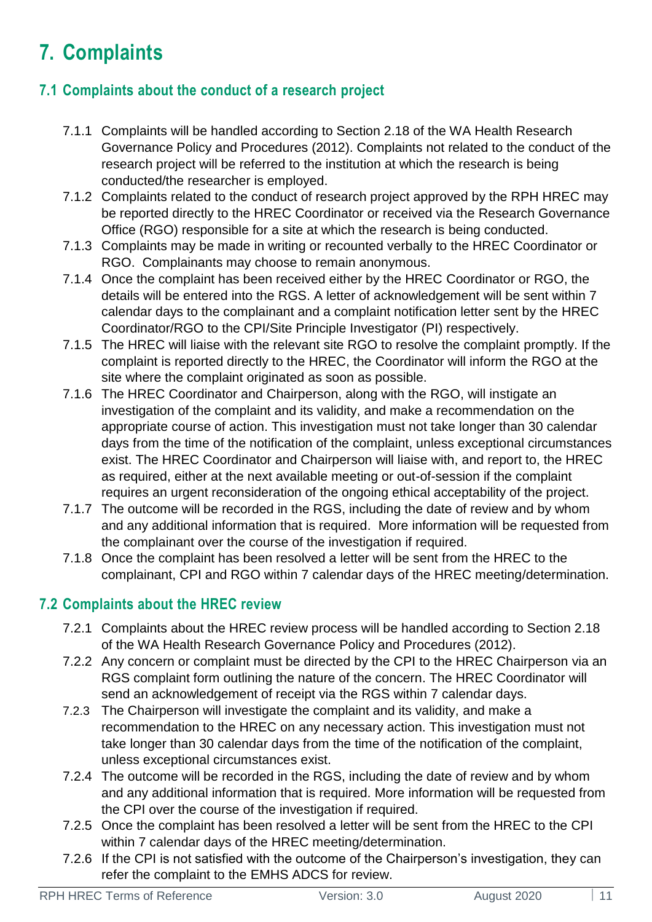# 7. Complaints

## 7.1 Complaints about the conduct of a research project

7.1.1 Complaints will be handled according to Section 2.18 of the WA Health Research Governance Policy and Procedures (2012). Complaints not related to the conduct of the research project will be referred to the institution at which the research is being conducted/the researcher is employed.

7.1.2 Complaints related to the conduct of research project approved by the RPH HREC may be reported directly to the HREC Coordinator or received via the Research Governance Office (RGO) responsible for a site at which the research is being conducted.

7.1.3 Complaints may be made in writing or recounted verbally to the HREC Coordinator or RGO. Complainants may choose to remain anonymous.

7.1.4 Once the complaint has been received either by the HREC Coordinator or RGO, the details will be entered into the RGS. A letter of acknowledgement will be sent within 7 calendar days to the complainant and a complaint notification letter sent by the HREC Coordinator/RGO to the CPI/Site Principle Investigator (PI) respectively.

7.1.5 The HREC will liaise with the relevant site RGO to resolve the complaint promptly. If the complaint is reported directly to the HREC, the Coordinator will inform the RGO at the site where the complaint originated as soon as possible.

7.1.6 The HREC Coordinator and Chairperson, along with the RGO, will instigate an investigation of the complaint and its validity, and make a recommendation on the appropriate course of action. This investigation must not take longer than 30 calendar days from the time of the notification of the complaint, unless exceptional circumstances exist. The HREC Coordinator and Chairperson will liaise with, and report to, the HREC as required, either at the next available meeting or out-of-session if the complaint requires an urgent reconsideration of the ongoing ethical acceptability of the project.

7.1.7 The outcome will be recorded in the RGS, including the date of review and by whom and any additional information that is required. More information will be requested from the complainant over the course of the investigation if required.

7.1.8 Once the complaint has been resolved a letter will be sent from the HREC to the complainant, CPI and RGO within 7 calendar days of the HREC meeting/determination.

## 7.2 Complaints about the HREC review

7.2.1 Complaints about the HREC review process will be handled according to Section 2.18 of the WA Health Research Governance Policy and Procedures (2012).

7.2.2 Any concern or complaint must be directed by the CPI to the HREC Chairperson via an RGS complaint form outlining the nature of the concern. The HREC Coordinator will send an acknowledgement of receipt via the RGS within 7 calendar days.

7.2.3 The Chairperson will investigate the complaint and its validity, and make a recommendation to the HREC on any necessary action. This investigation must not take longer than 30 calendar days from the time of the notification of the complaint, unless exceptional circumstances exist.

7.2.4 The outcome will be recorded in the RGS, including the date of review and by whom and any additional information that is required. More information will be requested from the CPI over the course of the investigation if required.

7.2.5 Once the complaint has been resolved a letter will be sent from the HREC to the CPI within 7 calendar days of the HREC meeting/determination.

7.2.6 If the CPI is not satisfied with the outcome of the Chairperson's investigation, they can refer the complaint to the EMHS ADCS for review.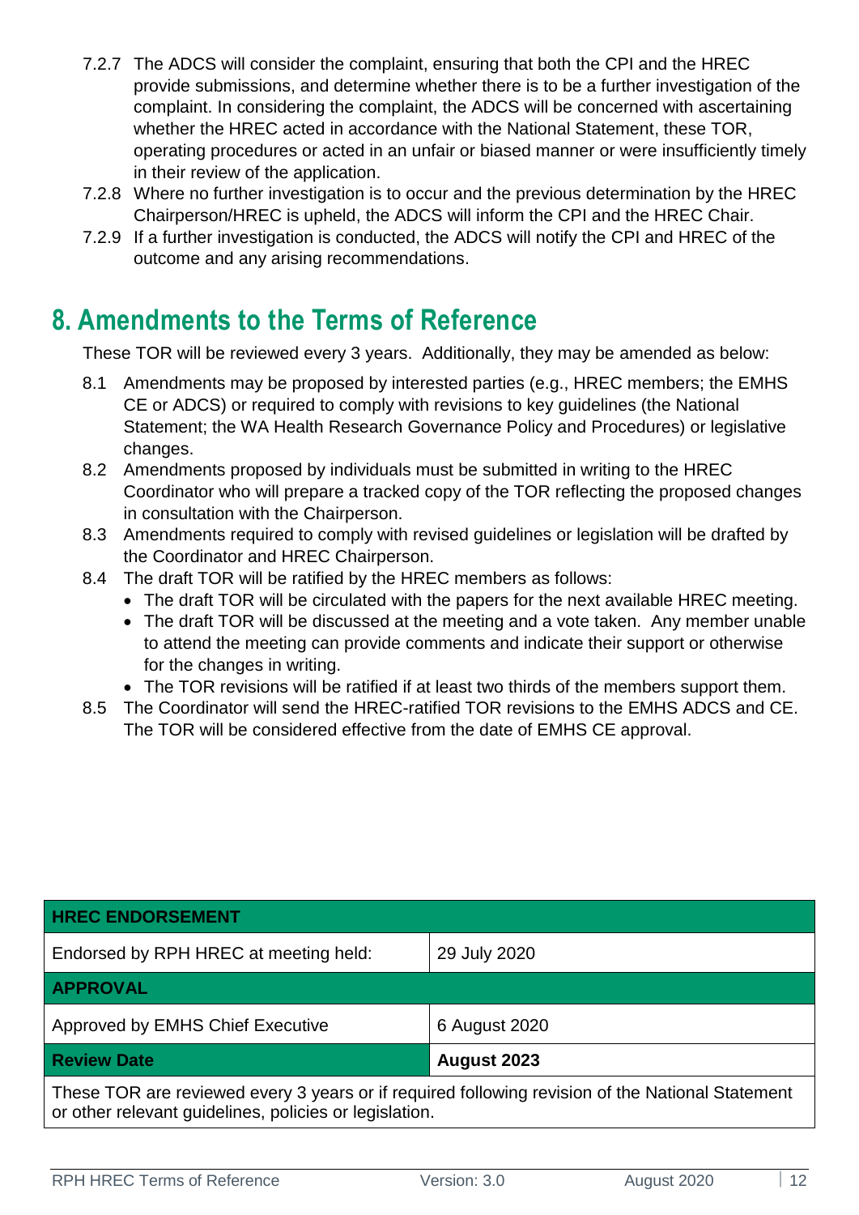7.2.7 The ADCS will consider the complaint, ensuring that both the CPI and the HREC provide submissions, and determine whether there is to be a further investigation of the complaint. In considering the complaint, the ADCS will be concerned with ascertaining whether the HREC acted in accordance with the National Statement, these TOR, operating procedures or acted in an unfair or biased manner or were insufficiently timely in their review of the application.

7.2.8 Where no further investigation is to occur and the previous determination by the HREC Chairperson/HREC is upheld, the ADCS will inform the CPI and the HREC Chair.

7.2.9 If a further investigation is conducted, the ADCS will notify the CPI and HREC of the outcome and any arising recommendations.

# 8. Amendments to the Terms of Reference

These TOR will be reviewed every 3 years. Additionally, they may be amended as below:

8.1 Amendments may be proposed by interested parties (e.g., HREC members; the EMHS CE or ADCS) or required to comply with revisions to key guidelines (the National Statement; the WA Health Research Governance Policy and Procedures) or legislative changes.

8.2 Amendments proposed by individuals must be submitted in writing to the HREC Coordinator who will prepare a tracked copy of the TOR reflecting the proposed changes in consultation with the Chairperson.

8.3 Amendments required to comply with revised guidelines or legislation will be drafted by the Coordinator and HREC Chairperson.

8.4 The draft TOR will be ratified by the HREC members as follows:

- The draft TOR will be circulated with the papers for the next available HREC meeting.
- The draft TOR will be discussed at the meeting and a vote taken. Any member unable to attend the meeting can provide comments and indicate their support or otherwise for the changes in writing.
- The TOR revisions will be ratified if at least two thirds of the members support them.

8.5 The Coordinator will send the HREC-ratified TOR revisions to the EMHS ADCS and CE. The TOR will be considered effective from the date of EMHS CE approval.

| | |
|---|---|
| **HREC ENDORSEMENT** | |
| Endorsed by RPH HREC at meeting held: | 29 July 2020 |
| **APPROVAL** | |
| Approved by EMHS Chief Executive | 6 August 2020 |
| **Review Date** | **August 2023** |
| These TOR are reviewed every 3 years or if required following revision of the National Statement or other relevant guidelines, policies or legislation. | |